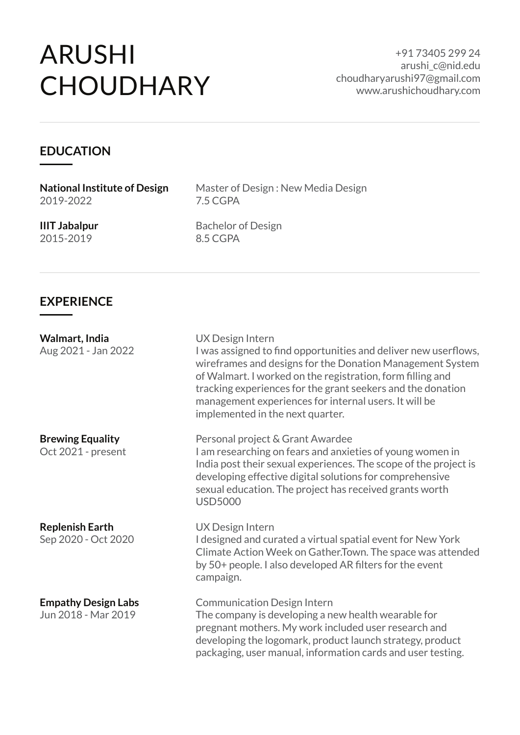# ARUSHI CHOUDHARY

+91 73405 299 24
arushi_c@nid.edu
choudharyarushi97@gmail.com
www.arushichoudhary.com

---

## EDUCATION

**National Institute of Design**
2019-2022

Master of Design : New Media Design
7.5 CGPA

**IIIT Jabalpur**
2015-2019

Bachelor of Design
8.5 CGPA

---

## EXPERIENCE

**Walmart, India**
Aug 2021 - Jan 2022

UX Design Intern
I was assigned to find opportunities and deliver new userflows, wireframes and designs for the Donation Management System of Walmart. I worked on the registration, form filling and tracking experiences for the grant seekers and the donation management experiences for internal users. It will be implemented in the next quarter.

**Brewing Equality**
Oct 2021 - present

Personal project & Grant Awardee
I am researching on fears and anxieties of young women in India post their sexual experiences. The scope of the project is developing effective digital solutions for comprehensive sexual education. The project has received grants worth USD5000

**Replenish Earth**
Sep 2020 - Oct 2020

UX Design Intern
I designed and curated a virtual spatial event for New York Climate Action Week on Gather.Town. The space was attended by 50+ people. I also developed AR filters for the event campaign.

**Empathy Design Labs**
Jun 2018 - Mar 2019

Communication Design Intern
The company is developing a new health wearable for pregnant mothers. My work included user research and developing the logomark, product launch strategy, product packaging, user manual, information cards and user testing.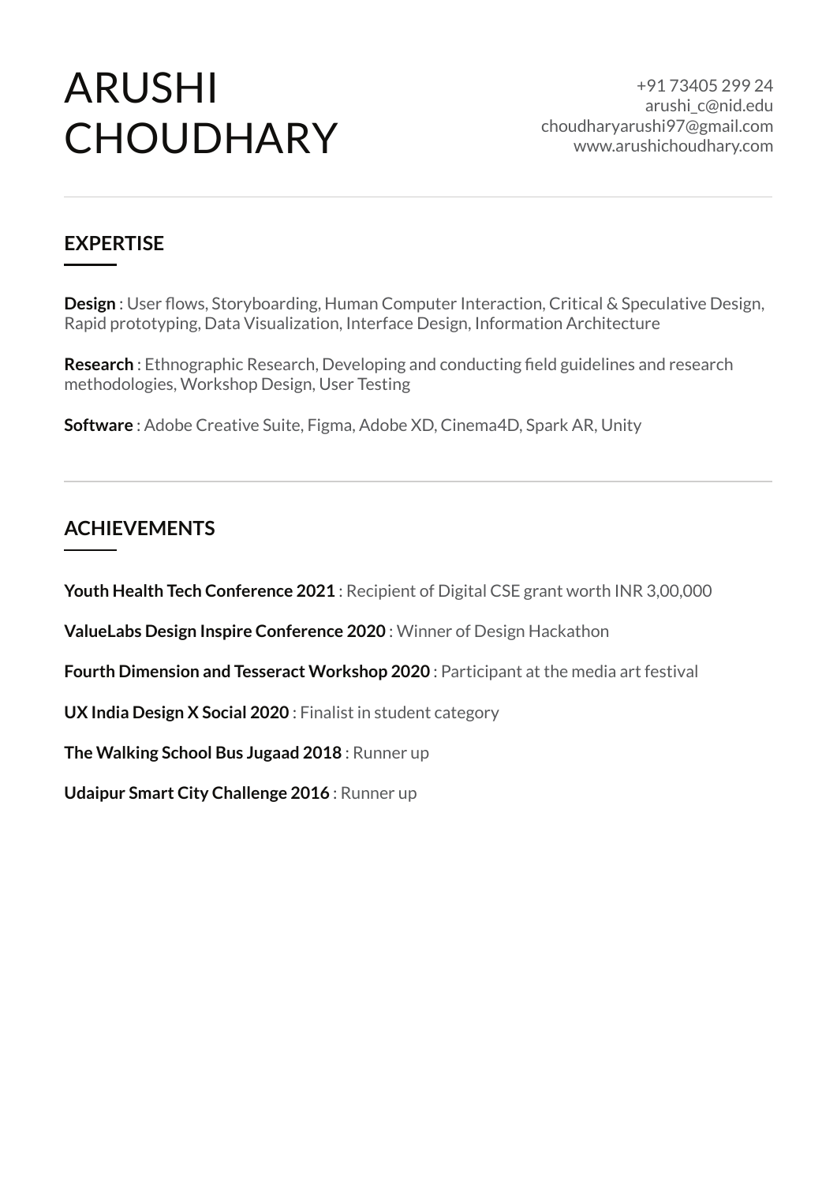# ARUSHI CHOUDHARY

+91 73405 299 24
arushi_c@nid.edu
choudharyarushi97@gmail.com
www.arushichoudhary.com

## EXPERTISE

**Design** : User flows, Storyboarding, Human Computer Interaction, Critical & Speculative Design, Rapid prototyping, Data Visualization, Interface Design, Information Architecture

**Research** : Ethnographic Research, Developing and conducting field guidelines and research methodologies, Workshop Design, User Testing

**Software** : Adobe Creative Suite, Figma, Adobe XD, Cinema4D, Spark AR, Unity

## ACHIEVEMENTS

**Youth Health Tech Conference 2021** : Recipient of Digital CSE grant worth INR 3,00,000

**ValueLabs Design Inspire Conference 2020** : Winner of Design Hackathon

**Fourth Dimension and Tesseract Workshop 2020** : Participant at the media art festival

**UX India Design X Social 2020** : Finalist in student category

**The Walking School Bus Jugaad 2018** : Runner up

**Udaipur Smart City Challenge 2016** : Runner up